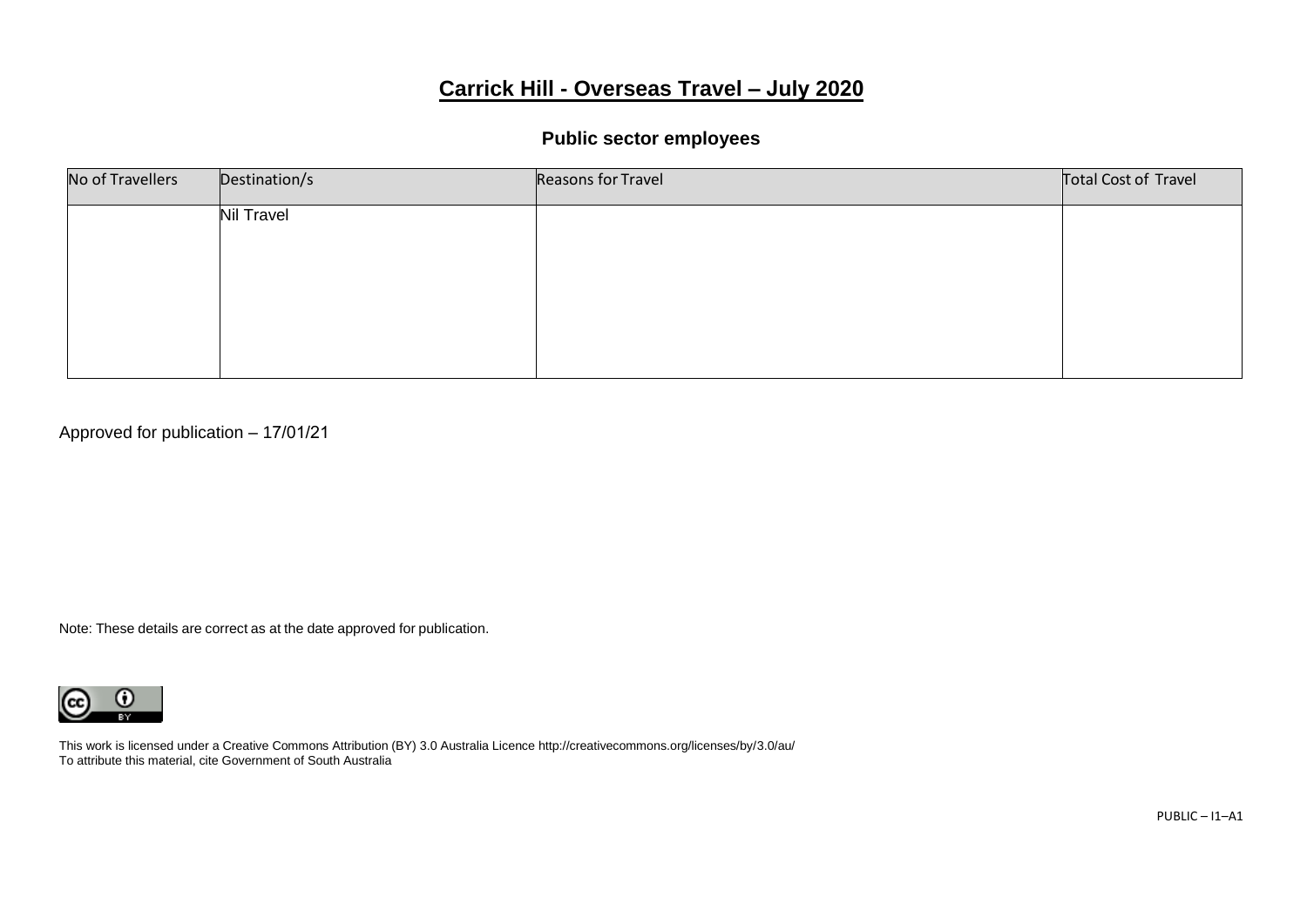# Carrick Hill - Overseas Travel – July 2020

## Public sector employees

| No of Travellers | Destination/s | Reasons for Travel | Total Cost of Travel |
|---|---|---|---|
| | Nil Travel | | |

Approved for publication – 17/01/21

Note: These details are correct as at the date approved for publication.

This work is licensed under a Creative Commons Attribution (BY) 3.0 Australia Licence http://creativecommons.org/licenses/by/3.0/au/
To attribute this material, cite Government of South Australia

PUBLIC – I1–A1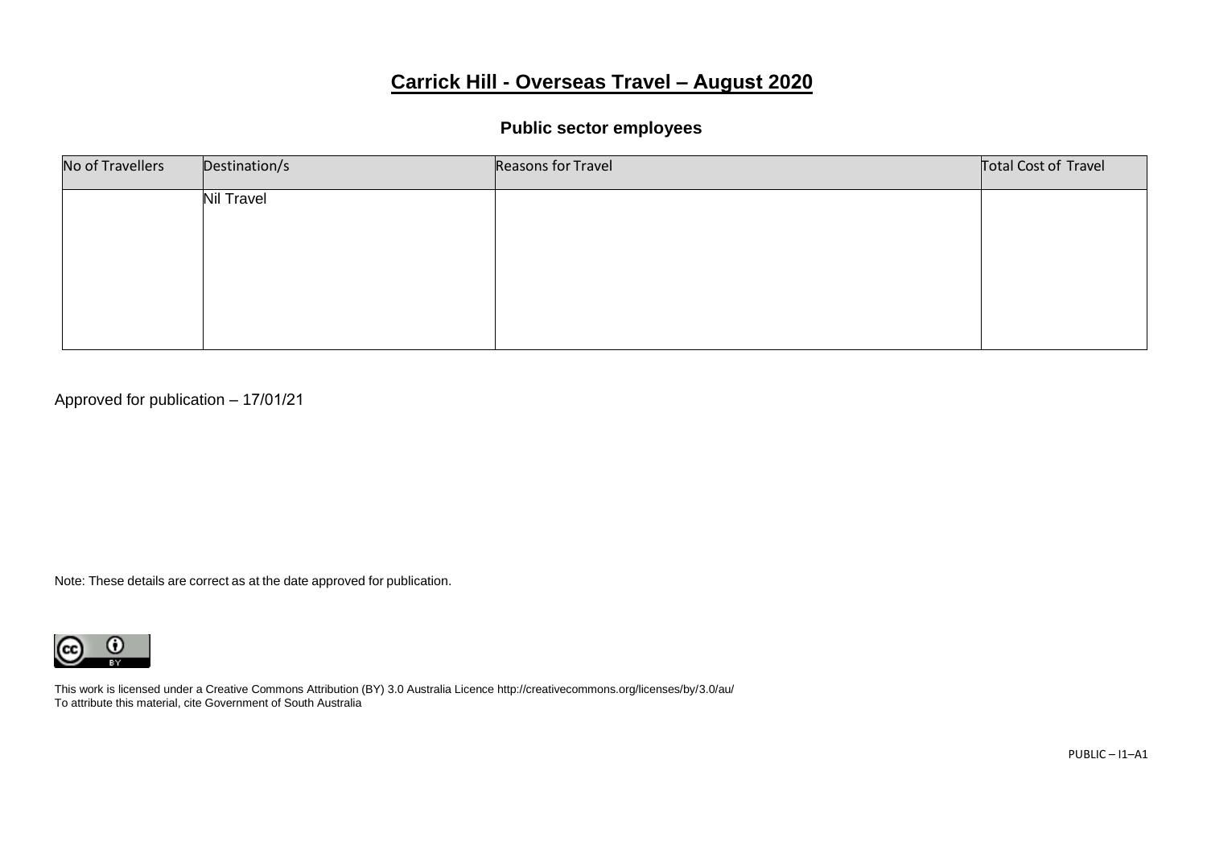# Carrick Hill - Overseas Travel – August 2020

## Public sector employees

| No of Travellers | Destination/s | Reasons for Travel | Total Cost of Travel |
|---|---|---|---|
| | Nil Travel | | |

Approved for publication – 17/01/21

Note: These details are correct as at the date approved for publication.

This work is licensed under a Creative Commons Attribution (BY) 3.0 Australia Licence http://creativecommons.org/licenses/by/3.0/au/
To attribute this material, cite Government of South Australia

PUBLIC – I1–A1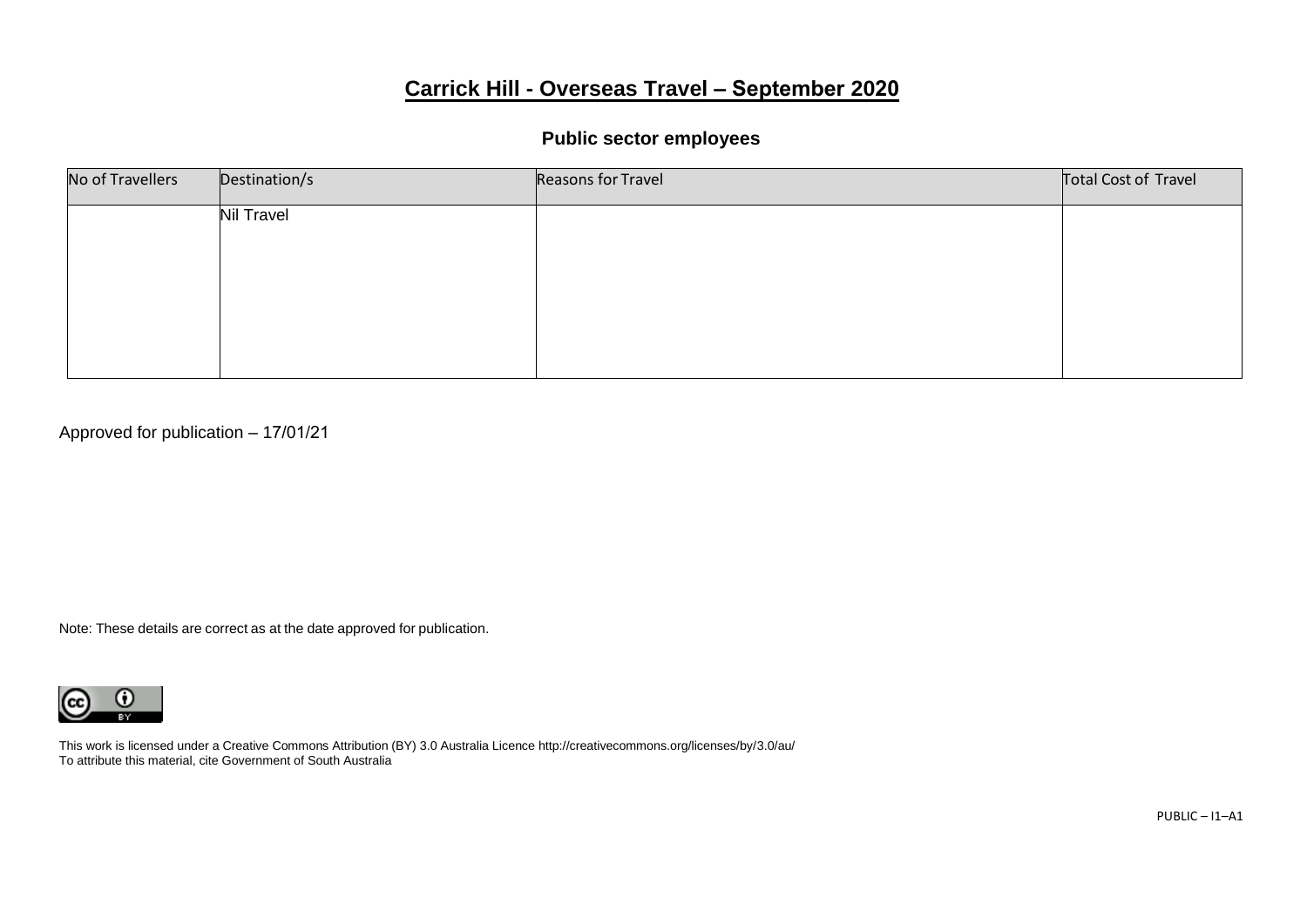# Carrick Hill - Overseas Travel – September 2020

## Public sector employees

| No of Travellers | Destination/s | Reasons for Travel | Total Cost of Travel |
| --- | --- | --- | --- |
| | Nil Travel | | |

Approved for publication – 17/01/21

Note: These details are correct as at the date approved for publication.

This work is licensed under a Creative Commons Attribution (BY) 3.0 Australia Licence http://creativecommons.org/licenses/by/3.0/au/
To attribute this material, cite Government of South Australia

PUBLIC – I1–A1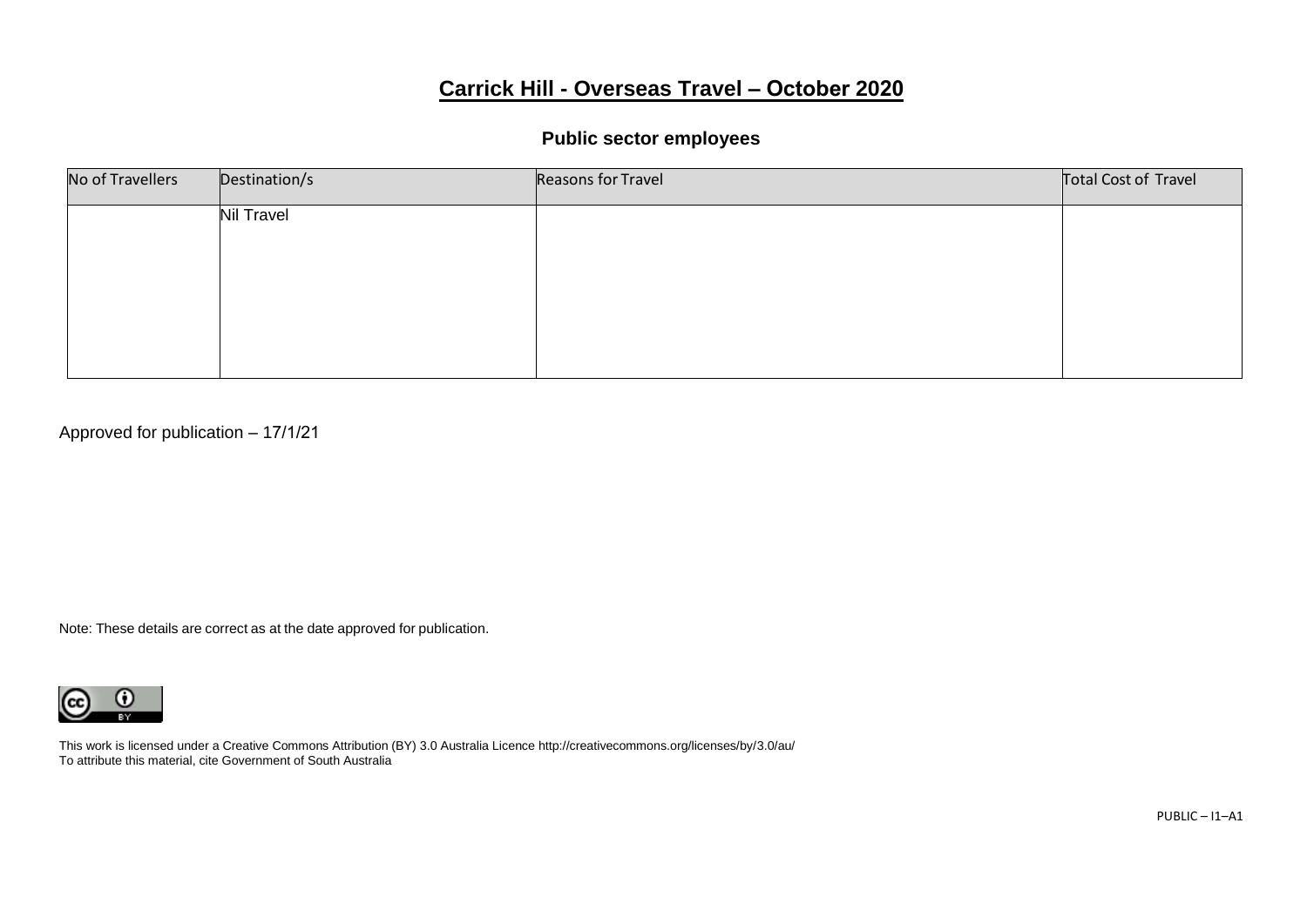# Carrick Hill - Overseas Travel – October 2020

## Public sector employees

| No of Travellers | Destination/s | Reasons for Travel | Total Cost of Travel |
| --- | --- | --- | --- |
| | Nil Travel | | |

Approved for publication – 17/1/21

Note: These details are correct as at the date approved for publication.

This work is licensed under a Creative Commons Attribution (BY) 3.0 Australia Licence http://creativecommons.org/licenses/by/3.0/au/
To attribute this material, cite Government of South Australia

PUBLIC – I1–A1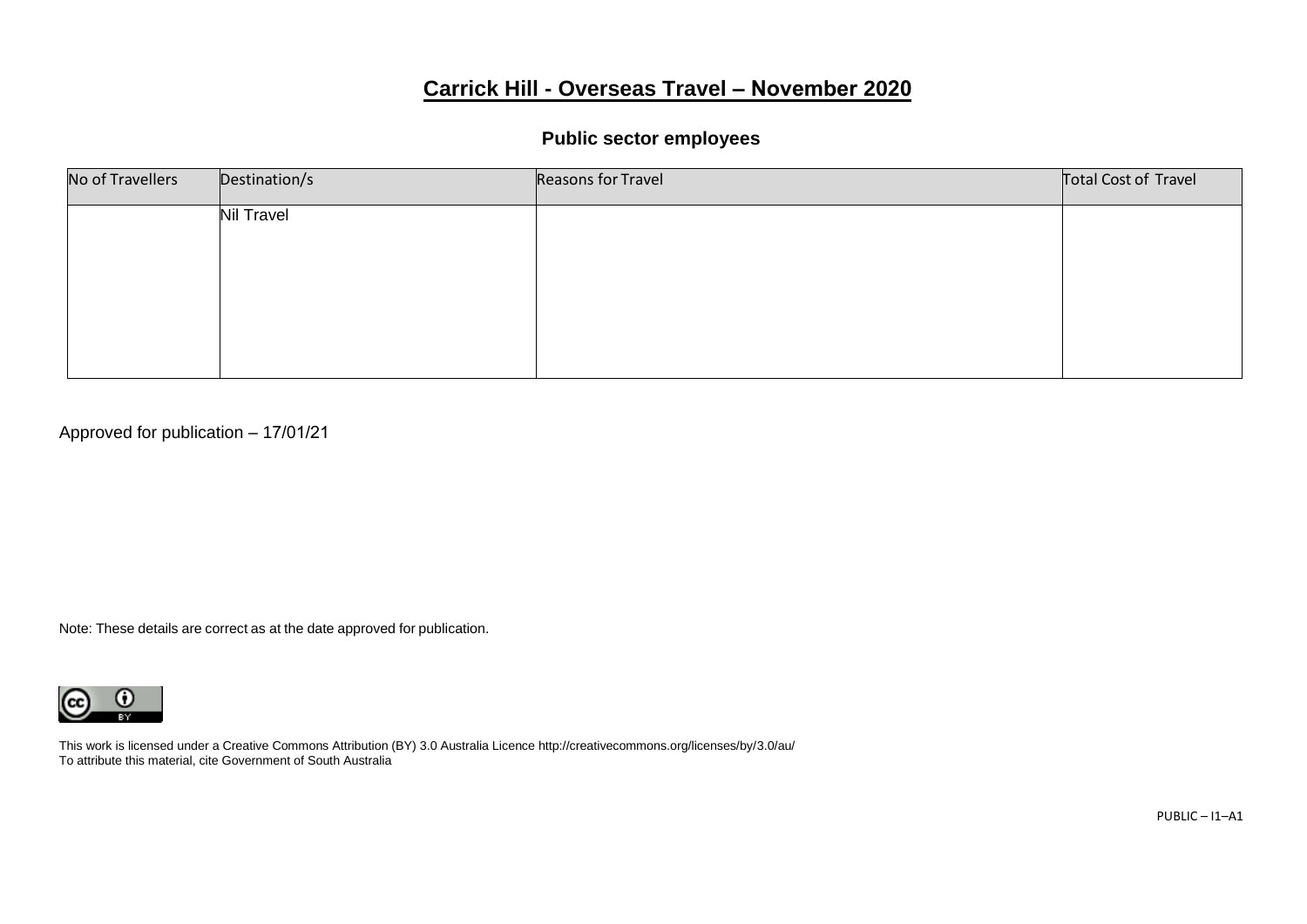# Carrick Hill - Overseas Travel – November 2020

## Public sector employees

| No of Travellers | Destination/s | Reasons for Travel | Total Cost of Travel |
|---|---|---|---|
| | Nil Travel | | |

Approved for publication – 17/01/21

Note: These details are correct as at the date approved for publication.

This work is licensed under a Creative Commons Attribution (BY) 3.0 Australia Licence http://creativecommons.org/licenses/by/3.0/au/
To attribute this material, cite Government of South Australia

PUBLIC – I1–A1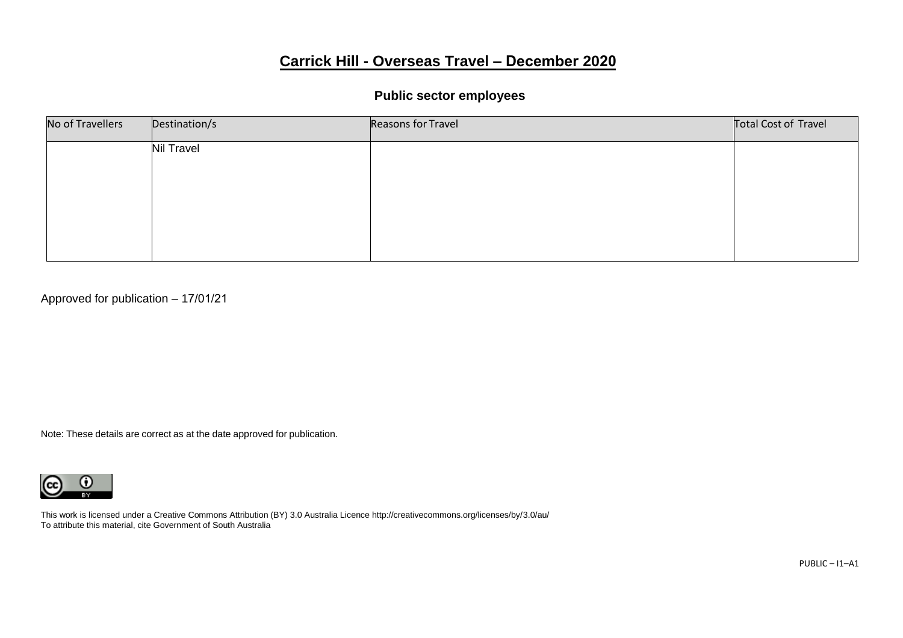# Carrick Hill - Overseas Travel – December 2020

## Public sector employees

| No of Travellers | Destination/s | Reasons for Travel | Total Cost of Travel |
|---|---|---|---|
| | Nil Travel | | |

Approved for publication – 17/01/21

Note: These details are correct as at the date approved for publication.

This work is licensed under a Creative Commons Attribution (BY) 3.0 Australia Licence http://creativecommons.org/licenses/by/3.0/au/
To attribute this material, cite Government of South Australia

PUBLIC – I1–A1